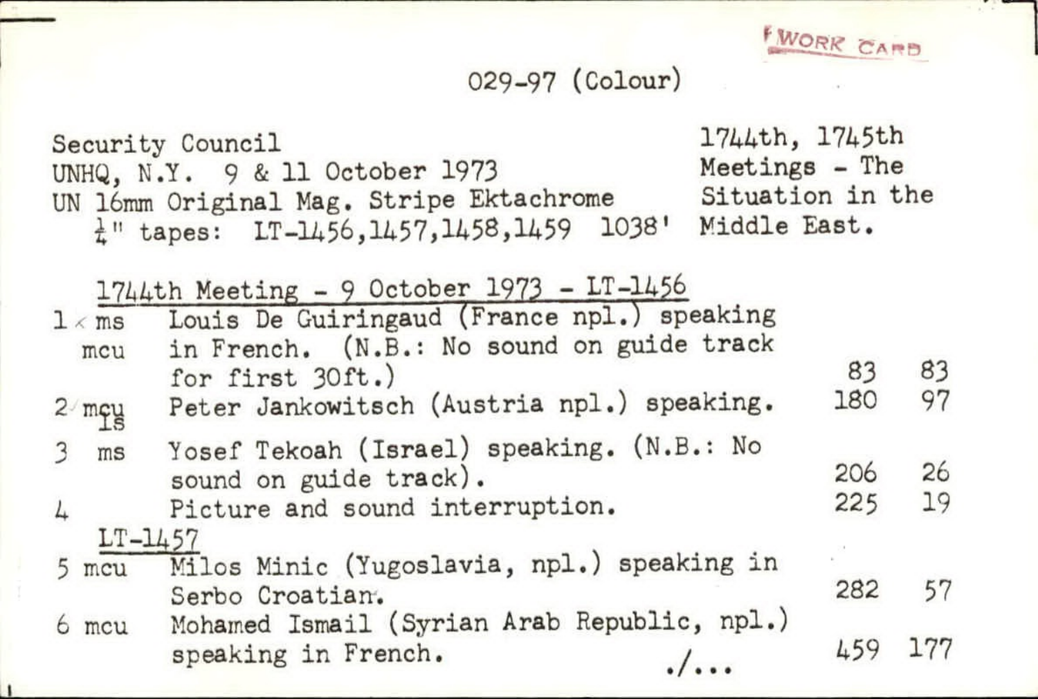WORK CARD

029-97 (Colour)

Security Council
UNHQ, N.Y. 9 & 11 October 1973
UN 16mm Original Mag. Stripe Ektachrome
¼" tapes: LT-1456,1457,1458,1459 1038'

1744th, 1745th Meetings - The Situation in the Middle East.

1744th Meeting - 9 October 1973 - LT-1456

| | | | | |
|---|---|---|---|---|
| 1 | ms mcu | Louis De Guiringaud (France npl.) speaking in French. (N.B.: No sound on guide track for first 30ft.) | 83 | 83 |
| 2 | mcu ls | Peter Jankowitsch (Austria npl.) speaking. | 180 | 97 |
| 3 | ms | Yosef Tekoah (Israel) speaking. (N.B.: No sound on guide track). | 206 | 26 |
| 4 | | Picture and sound interruption. | 225 | 19 |

LT-1457

| | | | | |
|---|---|---|---|---|
| 5 | mcu | Milos Minic (Yugoslavia, npl.) speaking in Serbo Croatian. | 282 | 57 |
| 6 | mcu | Mohamed Ismail (Syrian Arab Republic, npl.) speaking in French. | 459 | 177 |

./...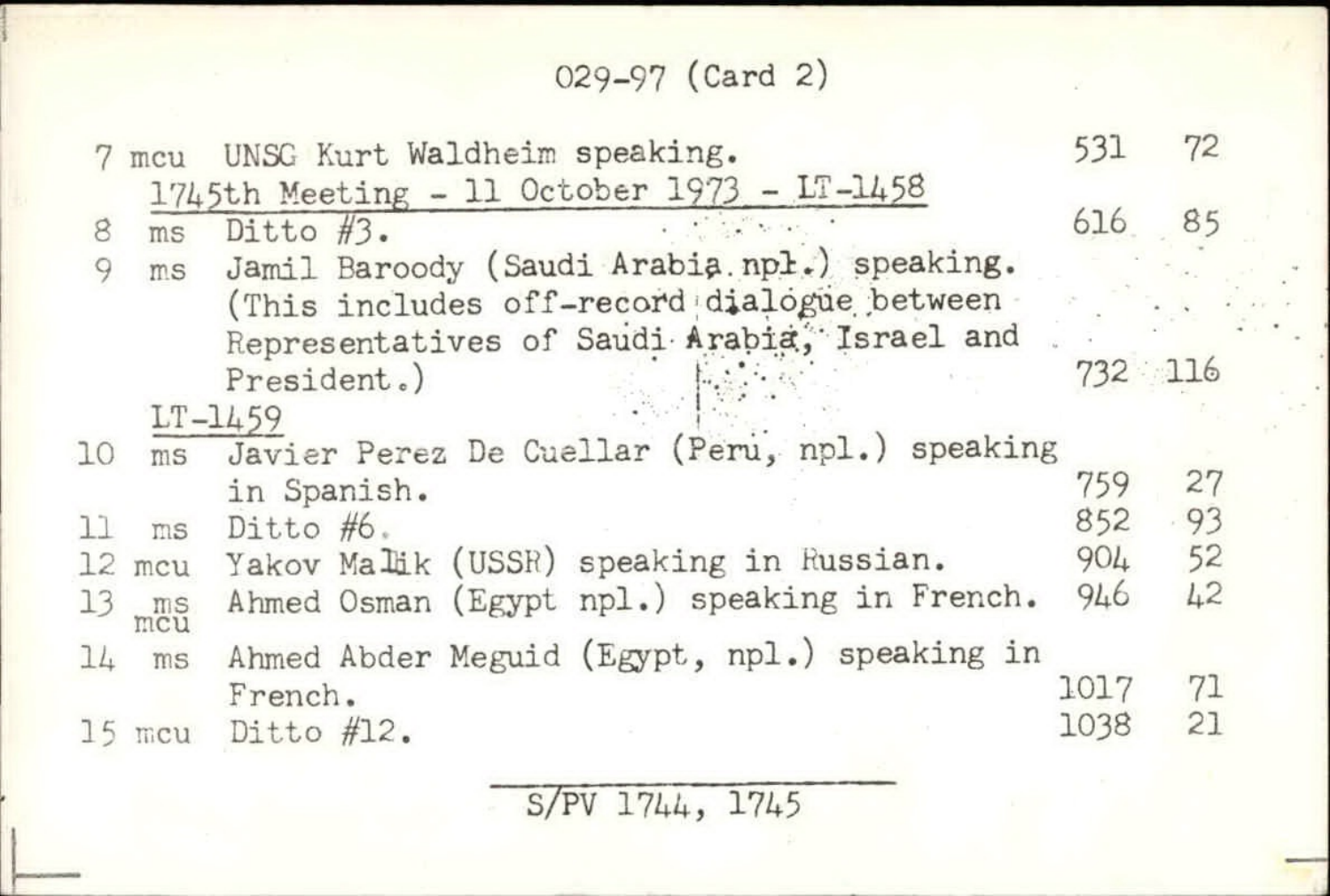029-97 (Card 2)

| | | | | |
|---|---|---|---|---|
| 7 | mcu | UNSG Kurt Waldheim speaking. | 531 | 72 |
| | | 1745th Meeting - 11 October 1973 - LT-1458 | | |
| 8 | ms | Ditto #3. | 616 | 85 |
| 9 | ms | Jamil Baroody (Saudi Arabia npl.) speaking. (This includes off-record dialogue between Representatives of Saudi Arabia, Israel and President.) | 732 | 116 |
| | | LT-1459 | | |
| 10 | ms | Javier Perez De Cuellar (Peru, npl.) speaking in Spanish. | 759 | 27 |
| 11 | ms | Ditto #6. | 852 | 93 |
| 12 | mcu | Yakov Malik (USSR) speaking in Russian. | 904 | 52 |
| 13 | ms mcu | Ahmed Osman (Egypt npl.) speaking in French. | 946 | 42 |
| 14 | ms | Ahmed Abder Meguid (Egypt, npl.) speaking in French. | 1017 | 71 |
| 15 | mcu | Ditto #12. | 1038 | 21 |

S/PV 1744, 1745